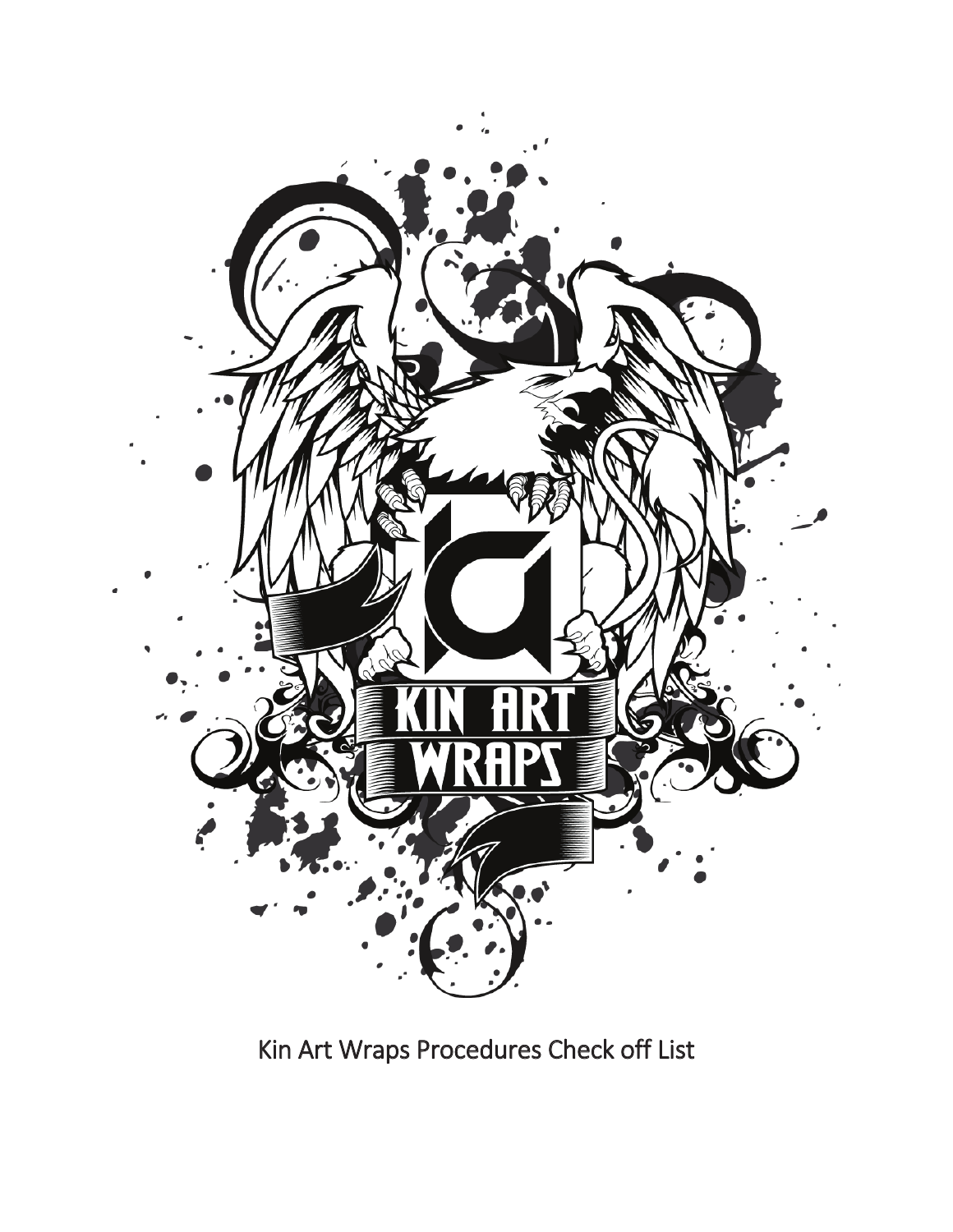Kin Art Wraps Procedures Check off List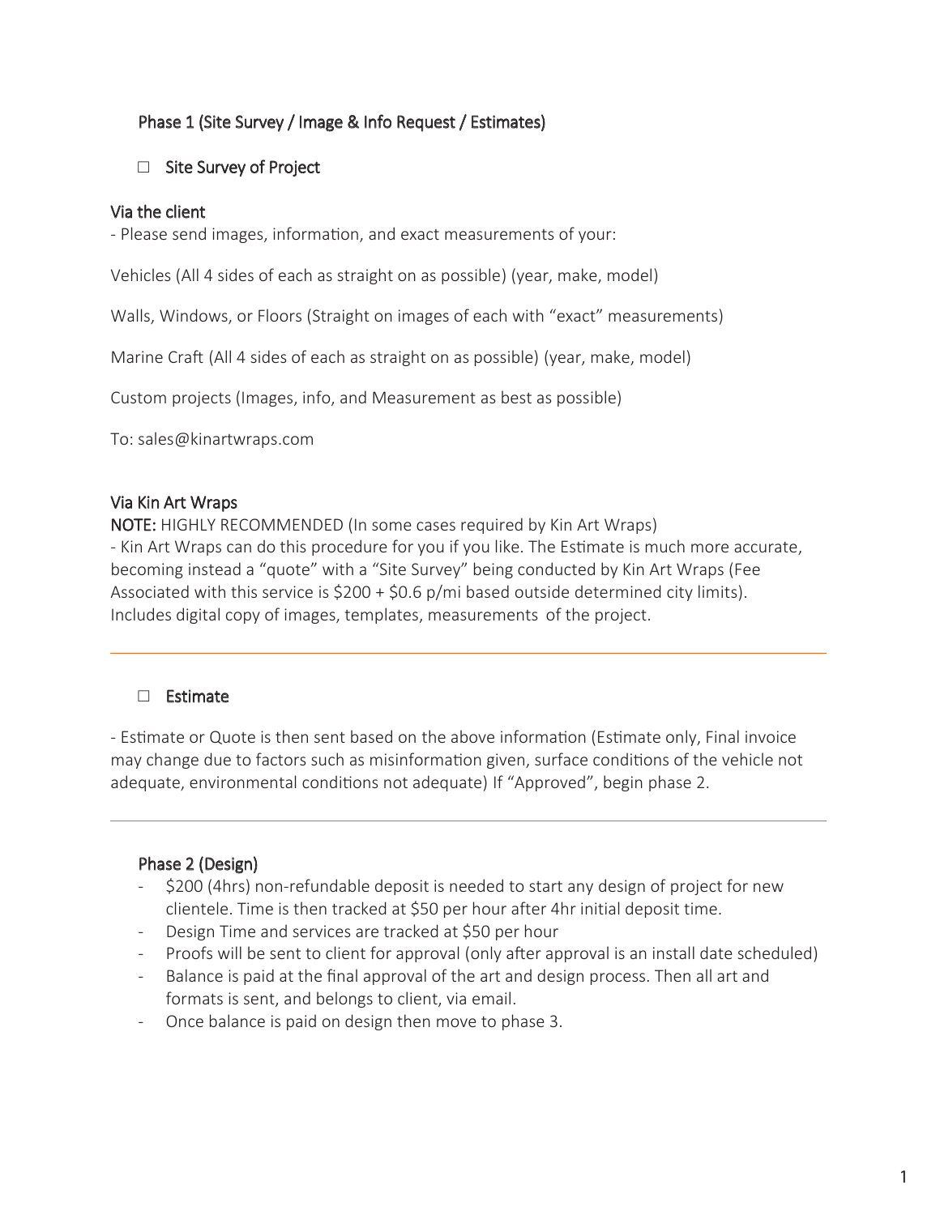## Phase 1 (Site Survey / Image & Info Request / Estimates)

☐ Site Survey of Project

### Via the client

- Please send images, information, and exact measurements of your:

Vehicles (All 4 sides of each as straight on as possible) (year, make, model)

Walls, Windows, or Floors (Straight on images of each with "exact" measurements)

Marine Craft (All 4 sides of each as straight on as possible) (year, make, model)

Custom projects (Images, info, and Measurement as best as possible)

To: sales@kinartwraps.com

### Via Kin Art Wraps

**NOTE:** HIGHLY RECOMMENDED (In some cases required by Kin Art Wraps)
- Kin Art Wraps can do this procedure for you if you like. The Estimate is much more accurate, becoming instead a "quote" with a "Site Survey" being conducted by Kin Art Wraps (Fee Associated with this service is $200 + $0.6 p/mi based outside determined city limits). Includes digital copy of images, templates, measurements of the project.

---

☐ Estimate

- Estimate or Quote is then sent based on the above information (Estimate only, Final invoice may change due to factors such as misinformation given, surface conditions of the vehicle not adequate, environmental conditions not adequate) If "Approved", begin phase 2.

---

## Phase 2 (Design)

- $200 (4hrs) non-refundable deposit is needed to start any design of project for new clientele. Time is then tracked at $50 per hour after 4hr initial deposit time.
- Design Time and services are tracked at $50 per hour
- Proofs will be sent to client for approval (only after approval is an install date scheduled)
- Balance is paid at the final approval of the art and design process. Then all art and formats is sent, and belongs to client, via email.
- Once balance is paid on design then move to phase 3.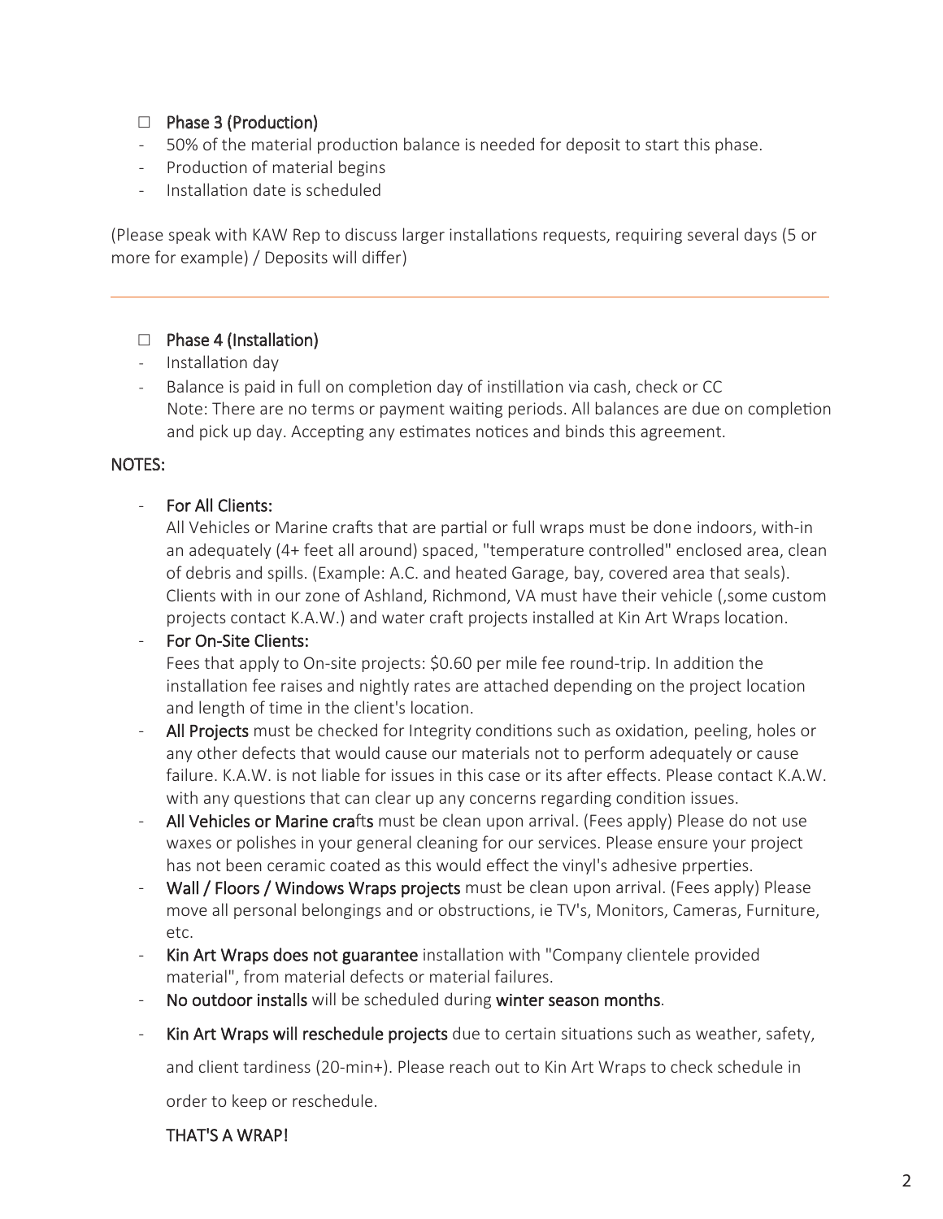- ☐ Phase 3 (Production)

- 50% of the material production balance is needed for deposit to start this phase.
- Production of material begins
- Installation date is scheduled

(Please speak with KAW Rep to discuss larger installations requests, requiring several days (5 or more for example) / Deposits will differ)

---

- ☐ Phase 4 (Installation)

- Installation day
- Balance is paid in full on completion day of instillation via cash, check or CC
  Note: There are no terms or payment waiting periods. All balances are due on completion and pick up day. Accepting any estimates notices and binds this agreement.

## NOTES:

- For All Clients:
  All Vehicles or Marine crafts that are partial or full wraps must be done indoors, with-in an adequately (4+ feet all around) spaced, "temperature controlled" enclosed area, clean of debris and spills. (Example: A.C. and heated Garage, bay, covered area that seals). Clients with in our zone of Ashland, Richmond, VA must have their vehicle (,some custom projects contact K.A.W.) and water craft projects installed at Kin Art Wraps location.
- For On-Site Clients:
  Fees that apply to On-site projects: $0.60 per mile fee round-trip. In addition the installation fee raises and nightly rates are attached depending on the project location and length of time in the client's location.
- **All Projects** must be checked for Integrity conditions such as oxidation, peeling, holes or any other defects that would cause our materials not to perform adequately or cause failure. K.A.W. is not liable for issues in this case or its after effects. Please contact K.A.W. with any questions that can clear up any concerns regarding condition issues.
- **All Vehicles or Marine crafts** must be clean upon arrival. (Fees apply) Please do not use waxes or polishes in your general cleaning for our services. Please ensure your project has not been ceramic coated as this would effect the vinyl's adhesive prperties.
- **Wall / Floors / Windows Wraps projects** must be clean upon arrival. (Fees apply) Please move all personal belongings and or obstructions, ie TV's, Monitors, Cameras, Furniture, etc.
- **Kin Art Wraps does not guarantee** installation with "Company clientele provided material", from material defects or material failures.
- **No outdoor installs** will be scheduled during **winter season months**.
- **Kin Art Wraps will reschedule projects** due to certain situations such as weather, safety, and client tardiness (20-min+). Please reach out to Kin Art Wraps to check schedule in order to keep or reschedule.

  THAT'S A WRAP!